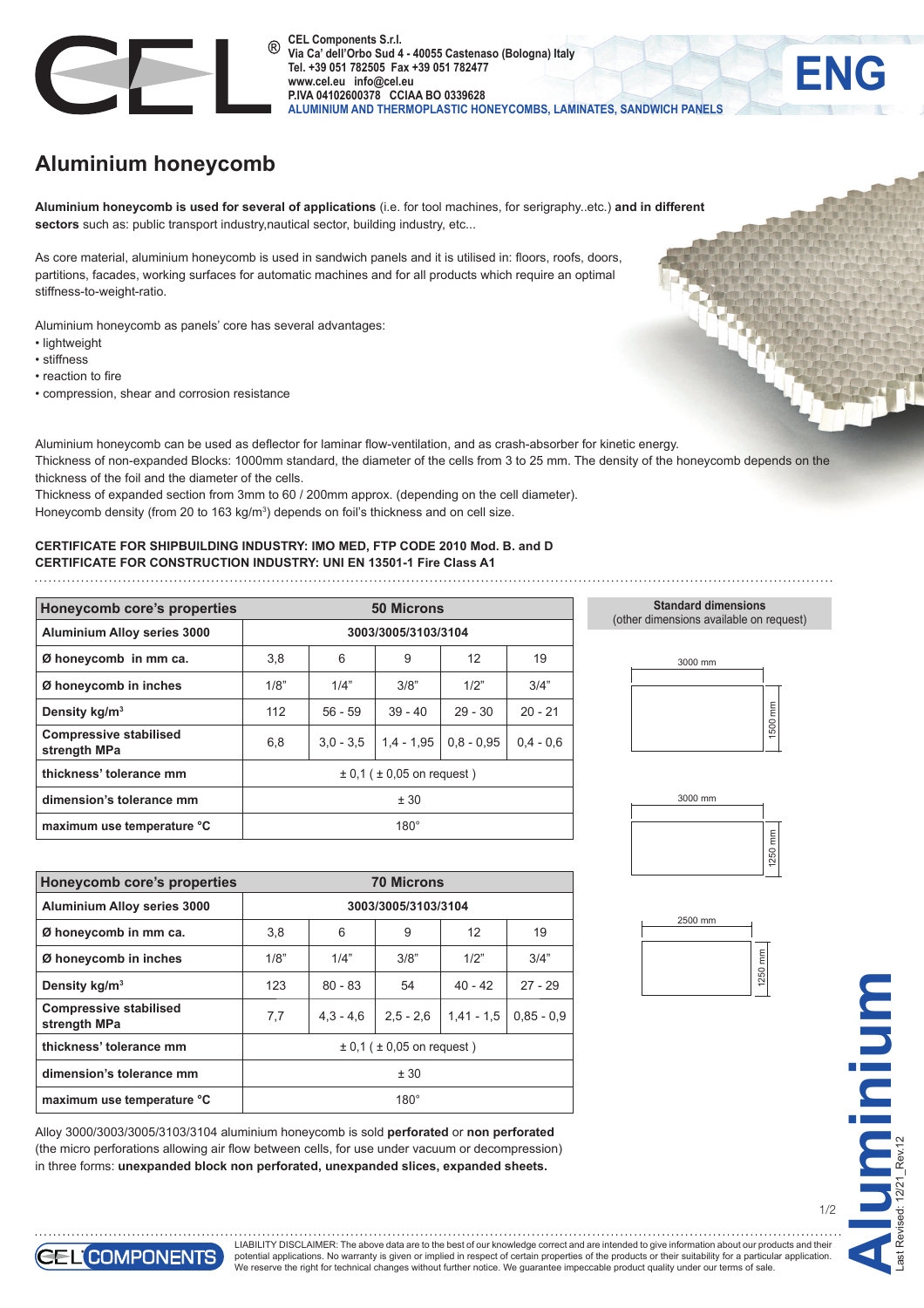CEL Components S.r.l.
Via Ca' dell'Orbo Sud 4 - 40055 Castenaso (Bologna) Italy
Tel. +39 051 782505 Fax +39 051 782477
www.cel.eu info@cel.eu
P.IVA 04102600378 CCIAA BO 0339628
ALUMINIUM AND THERMOPLASTIC HONEYCOMBS, LAMINATES, SANDWICH PANELS

ENG

# Aluminium honeycomb

**Aluminium honeycomb is used for several of applications** (i.e. for tool machines, for serigraphy..etc.) **and in different sectors** such as: public transport industry,nautical sector, building industry, etc...

As core material, aluminium honeycomb is used in sandwich panels and it is utilised in: floors, roofs, doors, partitions, facades, working surfaces for automatic machines and for all products which require an optimal stiffness-to-weight-ratio.

Aluminium honeycomb as panels' core has several advantages:

- lightweight
- stiffness
- reaction to fire
- compression, shear and corrosion resistance

Aluminium honeycomb can be used as deflector for laminar flow-ventilation, and as crash-absorber for kinetic energy.
Thickness of non-expanded Blocks: 1000mm standard, the diameter of the cells from 3 to 25 mm. The density of the honeycomb depends on the thickness of the foil and the diameter of the cells.
Thickness of expanded section from 3mm to 60 / 200mm approx. (depending on the cell diameter).
Honeycomb density (from 20 to 163 kg/m³) depends on foil's thickness and on cell size.

**CERTIFICATE FOR SHIPBUILDING INDUSTRY: IMO MED, FTP CODE 2010 Mod. B. and D**
**CERTIFICATE FOR CONSTRUCTION INDUSTRY: UNI EN 13501-1 Fire Class A1**

| Honeycomb core's properties | 50 Microns | | | | |
|---|---|---|---|---|---|
| **Aluminium Alloy series 3000** | 3003/3005/3103/3104 | | | | |
| **Ø honeycomb in mm ca.** | 3,8 | 6 | 9 | 12 | 19 |
| **Ø honeycomb in inches** | 1/8" | 1/4" | 3/8" | 1/2" | 3/4" |
| **Density kg/m³** | 112 | 56 - 59 | 39 - 40 | 29 - 30 | 20 - 21 |
| **Compressive stabilised strength MPa** | 6,8 | 3,0 - 3,5 | 1,4 - 1,95 | 0,8 - 0,95 | 0,4 - 0,6 |
| **thickness' tolerance mm** | ± 0,1 ( ± 0,05 on request ) | | | | |
| **dimension's tolerance mm** | ± 30 | | | | |
| **maximum use temperature °C** | 180° | | | | |

| Honeycomb core's properties | 70 Microns | | | | |
|---|---|---|---|---|---|
| **Aluminium Alloy series 3000** | 3003/3005/3103/3104 | | | | |
| **Ø honeycomb in mm ca.** | 3,8 | 6 | 9 | 12 | 19 |
| **Ø honeycomb in inches** | 1/8" | 1/4" | 3/8" | 1/2" | 3/4" |
| **Density kg/m³** | 123 | 80 - 83 | 54 | 40 - 42 | 27 - 29 |
| **Compressive stabilised strength MPa** | 7,7 | 4,3 - 4,6 | 2,5 - 2,6 | 1,41 - 1,5 | 0,85 - 0,9 |
| **thickness' tolerance mm** | ± 0,1 ( ± 0,05 on request ) | | | | |
| **dimension's tolerance mm** | ± 30 | | | | |
| **maximum use temperature °C** | 180° | | | | |

**Standard dimensions**
(other dimensions available on request)

- 3000 mm × 1500 mm
- 3000 mm × 1250 mm
- 2500 mm × 1250 mm

Alloy 3000/3003/3005/3103/3104 aluminium honeycomb is sold **perforated** or **non perforated** (the micro perforations allowing air flow between cells, for use under vacuum or decompression) in three forms: **unexpanded block non perforated, unexpanded slices, expanded sheets.**

Aluminium

Last Revised: 12/21_Rev.12

CEL COMPONENTS

LIABILITY DISCLAIMER: The above data are to the best of our knowledge correct and are intended to give information about our products and their potential applications. No warranty is given or implied in respect of certain properties of the products or their suitability for a particular application. We reserve the right for technical changes without further notice. We guarantee impeccable product quality under our terms of sale.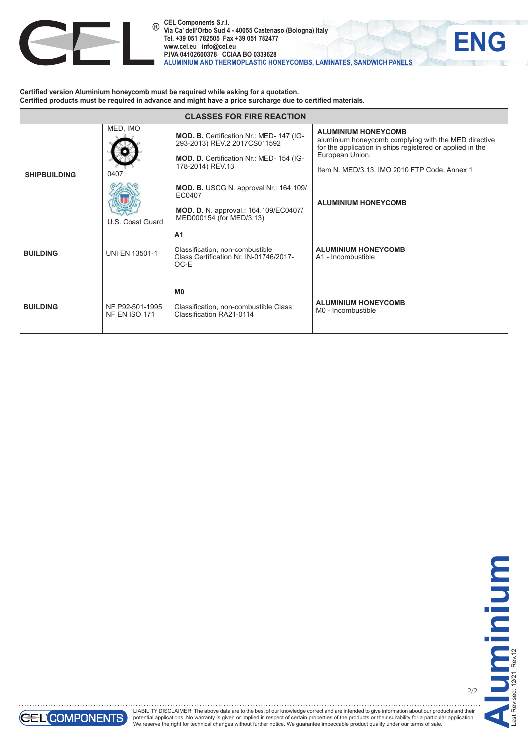Certified version Aluminium honeycomb must be required while asking for a quotation.
Certified products must be required in advance and might have a price surcharge due to certified materials.

| CLASSES FOR FIRE REACTION | | | |
|---|---|---|---|
| SHIPBUILDING | MED, IMO 0407 | **MOD. B.** Certification Nr.: MED- 147 (IG-293-2013) REV.2 2017CS011592<br>**MOD. D.** Certification Nr.: MED- 154 (IG-178-2014) REV.13 | **ALUMINIUM HONEYCOMB** aluminium honeycomb complying with the MED directive for the application in ships registered or applied in the European Union.<br>Item N. MED/3.13, IMO 2010 FTP Code, Annex 1 |
| | U.S. Coast Guard | **MOD. B.** USCG N. approval Nr.: 164.109/ EC0407<br>**MOD. D.** N. approval.: 164.109/EC0407/ MED000154 (for MED/3.13) | **ALUMINIUM HONEYCOMB** |
| BUILDING | UNI EN 13501-1 | **A1**<br>Classification, non-combustible Class Certification Nr. IN-01746/2017-OC-E | **ALUMINIUM HONEYCOMB** A1 - Incombustible |
| BUILDING | NF P92-501-1995 NF EN ISO 171 | **M0**<br>Classification, non-combustible Class Classification RA21-0114 | **ALUMINIUM HONEYCOMB** M0 - Incombustible |

LIABILITY DISCLAIMER: The above data are to the best of our knowledge correct and are intended to give information about our products and their potential applications. No warranty is given or implied in respect of certain properties of the products or their suitability for a particular application. We reserve the right for technical changes without further notice. We guarantee impeccable product quality under our terms of sale.